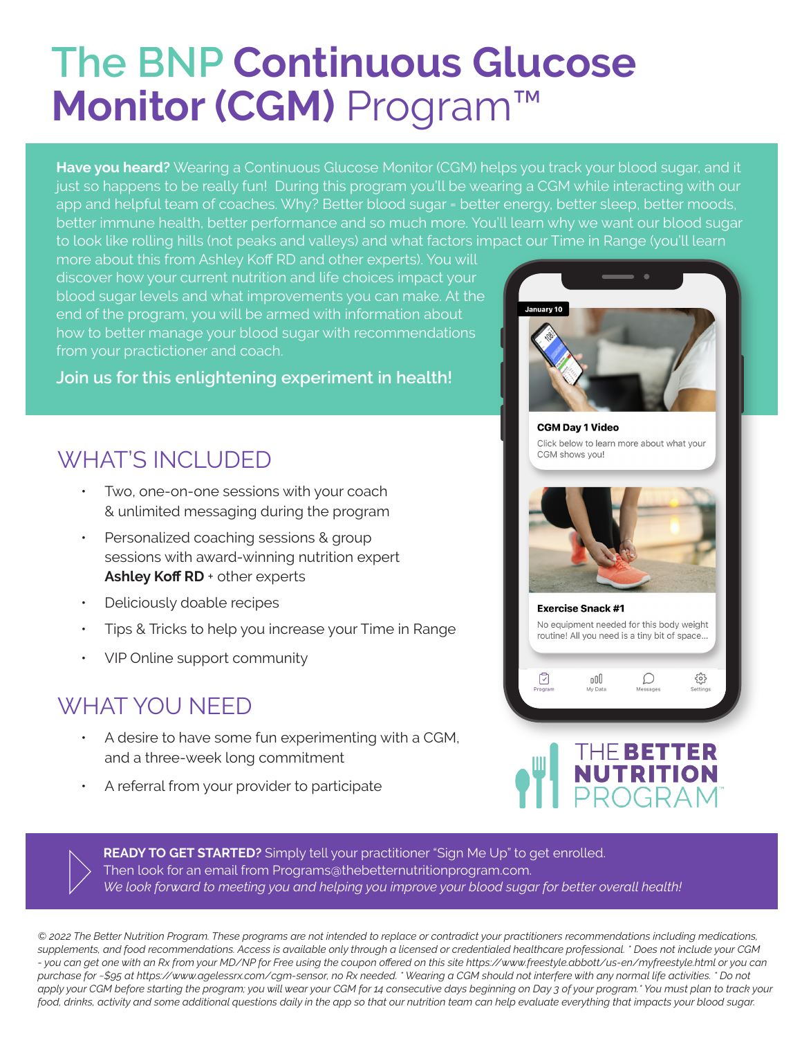# The BNP Continuous Glucose Monitor (CGM) Program™

**Have you heard?** Wearing a Continuous Glucose Monitor (CGM) helps you track your blood sugar, and it just so happens to be really fun! During this program you'll be wearing a CGM while interacting with our app and helpful team of coaches. Why? Better blood sugar = better energy, better sleep, better moods, better immune health, better performance and so much more. You'll learn why we want our blood sugar to look like rolling hills (not peaks and valleys) and what factors impact our Time in Range (you'll learn more about this from Ashley Koff RD and other experts). You will discover how your current nutrition and life choices impact your blood sugar levels and what improvements you can make. At the end of the program, you will be armed with information about how to better manage your blood sugar with recommendations from your practitioner and coach.

**Join us for this enlightening experiment in health!**

## WHAT'S INCLUDED

- Two, one-on-one sessions with your coach & unlimited messaging during the program
- Personalized coaching sessions & group sessions with award-winning nutrition expert **Ashley Koff RD** + other experts
- Deliciously doable recipes
- Tips & Tricks to help you increase your Time in Range
- VIP Online support community

## WHAT YOU NEED

- A desire to have some fun experimenting with a CGM, and a three-week long commitment
- A referral from your provider to participate

January 10

**CGM Day 1 Video**

Click below to learn more about what your CGM shows you!

**Exercise Snack #1**

No equipment needed for this body weight routine! All you need is a tiny bit of space...

Program | My Data | Messages | Settings

THE **BETTER NUTRITION** PROGRAM™

**READY TO GET STARTED?** Simply tell your practitioner "Sign Me Up" to get enrolled.
Then look for an email from Programs@thebetternutritionprogram.com.
*We look forward to meeting you and helping you improve your blood sugar for better overall health!*

*© 2022 The Better Nutrition Program. These programs are not intended to replace or contradict your practitioners recommendations including medications, supplements, and food recommendations. Access is available only through a licensed or credentialed healthcare professional. * Does not include your CGM - you can get one with an Rx from your MD/NP for Free using the coupon offered on this site https://www.freestyle.abbott/us-en/myfreestyle.html or you can purchase for ~$95 at https://www.agelessrx.com/cgm-sensor, no Rx needed. * Wearing a CGM should not interfere with any normal life activities. * Do not apply your CGM before starting the program; you will wear your CGM for 14 consecutive days beginning on Day 3 of your program.* You must plan to track your food, drinks, activity and some additional questions daily in the app so that our nutrition team can help evaluate everything that impacts your blood sugar.*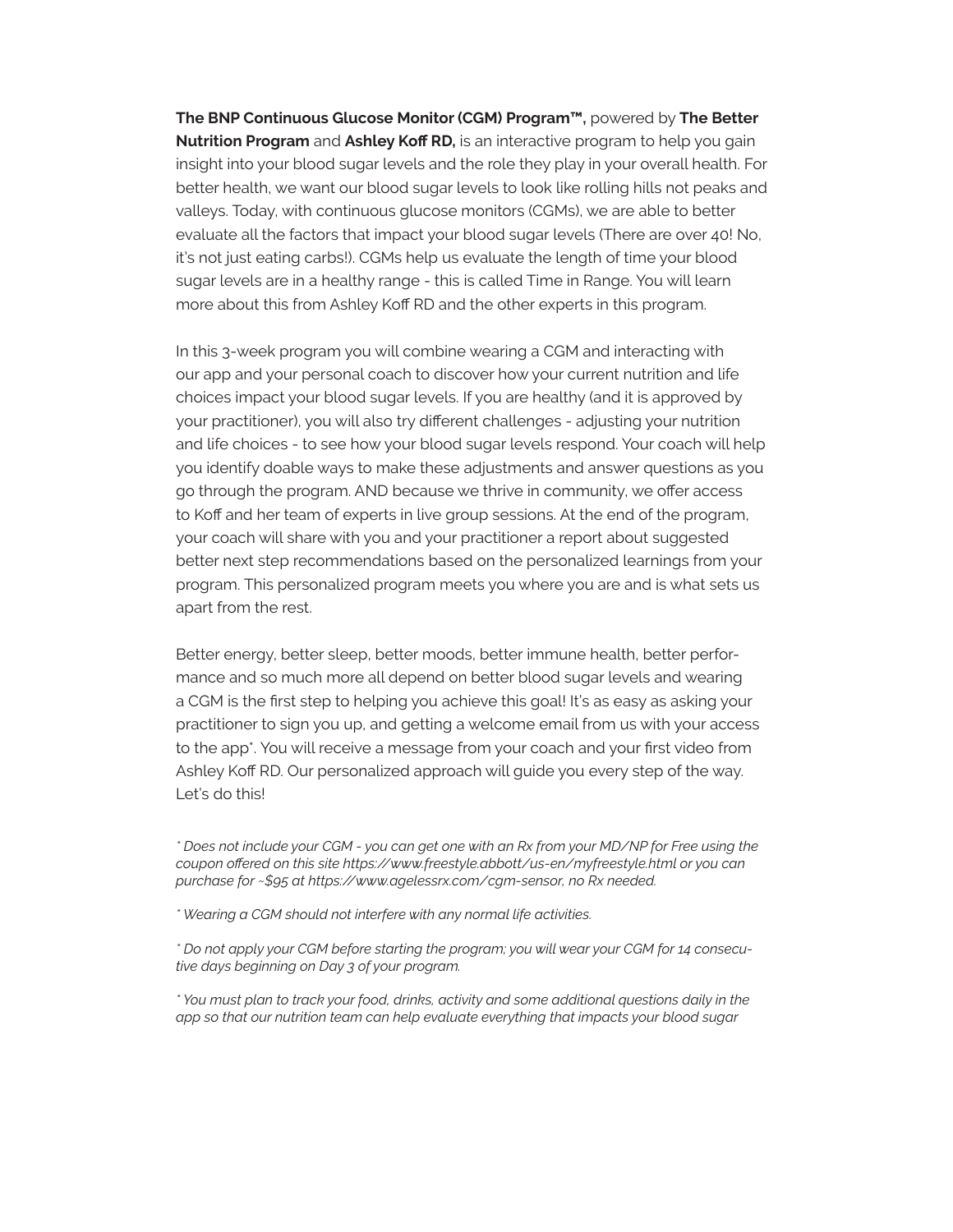**The BNP Continuous Glucose Monitor (CGM) Program™,** powered by **The Better Nutrition Program** and **Ashley Koff RD,** is an interactive program to help you gain insight into your blood sugar levels and the role they play in your overall health. For better health, we want our blood sugar levels to look like rolling hills not peaks and valleys. Today, with continuous glucose monitors (CGMs), we are able to better evaluate all the factors that impact your blood sugar levels (There are over 40! No, it's not just eating carbs!). CGMs help us evaluate the length of time your blood sugar levels are in a healthy range - this is called Time in Range. You will learn more about this from Ashley Koff RD and the other experts in this program.

In this 3-week program you will combine wearing a CGM and interacting with our app and your personal coach to discover how your current nutrition and life choices impact your blood sugar levels. If you are healthy (and it is approved by your practitioner), you will also try different challenges - adjusting your nutrition and life choices - to see how your blood sugar levels respond. Your coach will help you identify doable ways to make these adjustments and answer questions as you go through the program. AND because we thrive in community, we offer access to Koff and her team of experts in live group sessions. At the end of the program, your coach will share with you and your practitioner a report about suggested better next step recommendations based on the personalized learnings from your program. This personalized program meets you where you are and is what sets us apart from the rest.

Better energy, better sleep, better moods, better immune health, better performance and so much more all depend on better blood sugar levels and wearing a CGM is the first step to helping you achieve this goal! It's as easy as asking your practitioner to sign you up, and getting a welcome email from us with your access to the app*. You will receive a message from your coach and your first video from Ashley Koff RD. Our personalized approach will guide you every step of the way. Let's do this!

*\* Does not include your CGM - you can get one with an Rx from your MD/NP for Free using the coupon offered on this site https://www.freestyle.abbott/us-en/myfreestyle.html or you can purchase for ~$95 at https://www.agelessrx.com/cgm-sensor, no Rx needed.*

*\* Wearing a CGM should not interfere with any normal life activities.*

*\* Do not apply your CGM before starting the program; you will wear your CGM for 14 consecutive days beginning on Day 3 of your program.*

*\* You must plan to track your food, drinks, activity and some additional questions daily in the app so that our nutrition team can help evaluate everything that impacts your blood sugar*